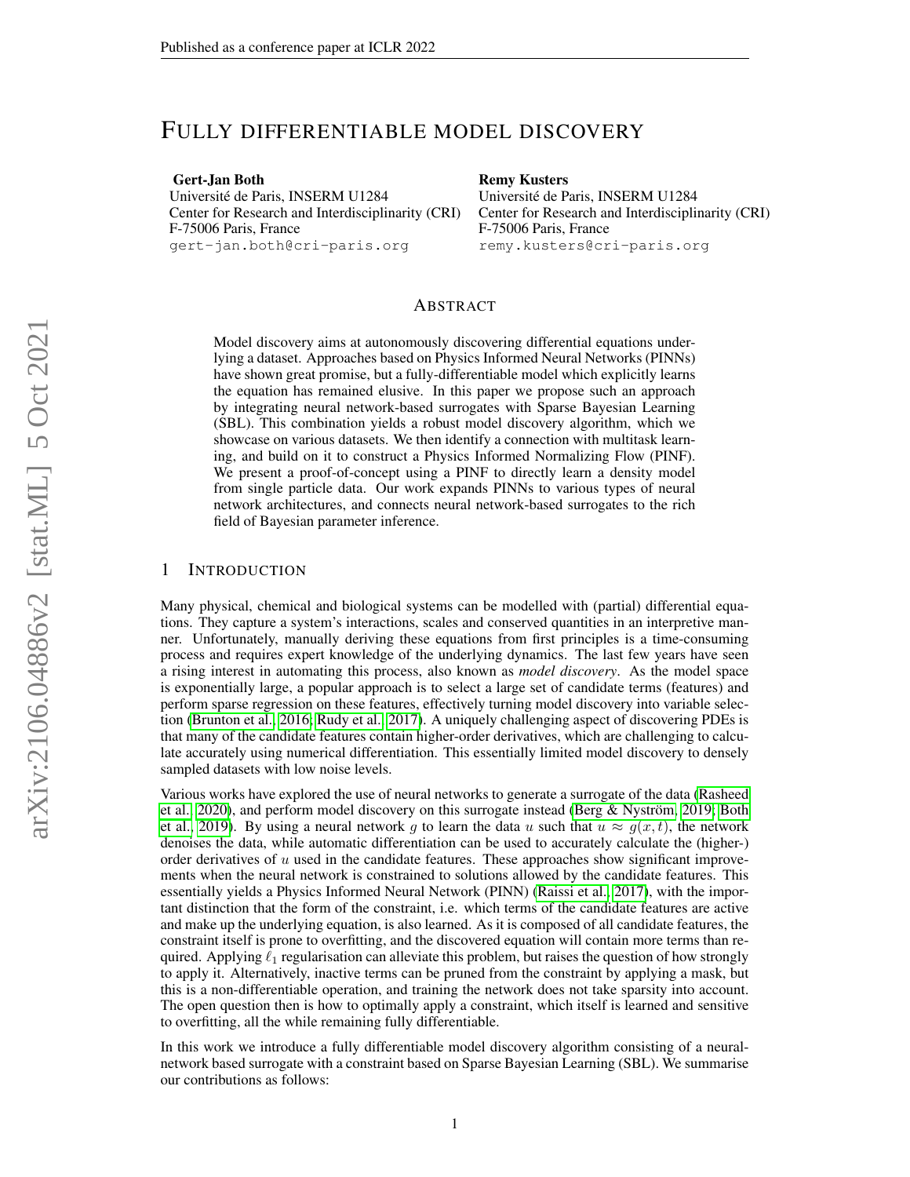# FULLY DIFFERENTIABLE MODEL DISCOVERY

**Gert-Jan Both**
Université de Paris, INSERM U1284
Center for Research and Interdisciplinarity (CRI)
F-75006 Paris, France
gert-jan.both@cri-paris.org

**Remy Kusters**
Université de Paris, INSERM U1284
Center for Research and Interdisciplinarity (CRI)
F-75006 Paris, France
remy.kusters@cri-paris.org

## ABSTRACT

Model discovery aims at autonomously discovering differential equations underlying a dataset. Approaches based on Physics Informed Neural Networks (PINNs) have shown great promise, but a fully-differentiable model which explicitly learns the equation has remained elusive. In this paper we propose such an approach by integrating neural network-based surrogates with Sparse Bayesian Learning (SBL). This combination yields a robust model discovery algorithm, which we showcase on various datasets. We then identify a connection with multitask learning, and build on it to construct a Physics Informed Normalizing Flow (PINF). We present a proof-of-concept using a PINF to directly learn a density model from single particle data. Our work expands PINNs to various types of neural network architectures, and connects neural network-based surrogates to the rich field of Bayesian parameter inference.

## 1 INTRODUCTION

Many physical, chemical and biological systems can be modelled with (partial) differential equations. They capture a system's interactions, scales and conserved quantities in an interpretive manner. Unfortunately, manually deriving these equations from first principles is a time-consuming process and requires expert knowledge of the underlying dynamics. The last few years have seen a rising interest in automating this process, also known as *model discovery*. As the model space is exponentially large, a popular approach is to select a large set of candidate terms (features) and perform sparse regression on these features, effectively turning model discovery into variable selection (Brunton et al., 2016; Rudy et al., 2017). A uniquely challenging aspect of discovering PDEs is that many of the candidate features contain higher-order derivatives, which are challenging to calculate accurately using numerical differentiation. This essentially limited model discovery to densely sampled datasets with low noise levels.

Various works have explored the use of neural networks to generate a surrogate of the data (Rasheed et al., 2020), and perform model discovery on this surrogate instead (Berg & Nyström, 2019; Both et al., 2019). By using a neural network $g$ to learn the data $u$ such that $u \approx g(x, t)$, the network denoises the data, while automatic differentiation can be used to accurately calculate the (higher-) order derivatives of $u$ used in the candidate features. These approaches show significant improvements when the neural network is constrained to solutions allowed by the candidate features. This essentially yields a Physics Informed Neural Network (PINN) (Raissi et al., 2017), with the important distinction that the form of the constraint, i.e. which terms of the candidate features are active and make up the underlying equation, is also learned. As it is composed of all candidate features, the constraint itself is prone to overfitting, and the discovered equation will contain more terms than required. Applying $\ell_1$ regularisation can alleviate this problem, but raises the question of how strongly to apply it. Alternatively, inactive terms can be pruned from the constraint by applying a mask, but this is a non-differentiable operation, and training the network does not take sparsity into account. The open question then is how to optimally apply a constraint, which itself is learned and sensitive to overfitting, all the while remaining fully differentiable.

In this work we introduce a fully differentiable model discovery algorithm consisting of a neural-network based surrogate with a constraint based on Sparse Bayesian Learning (SBL). We summarise our contributions as follows: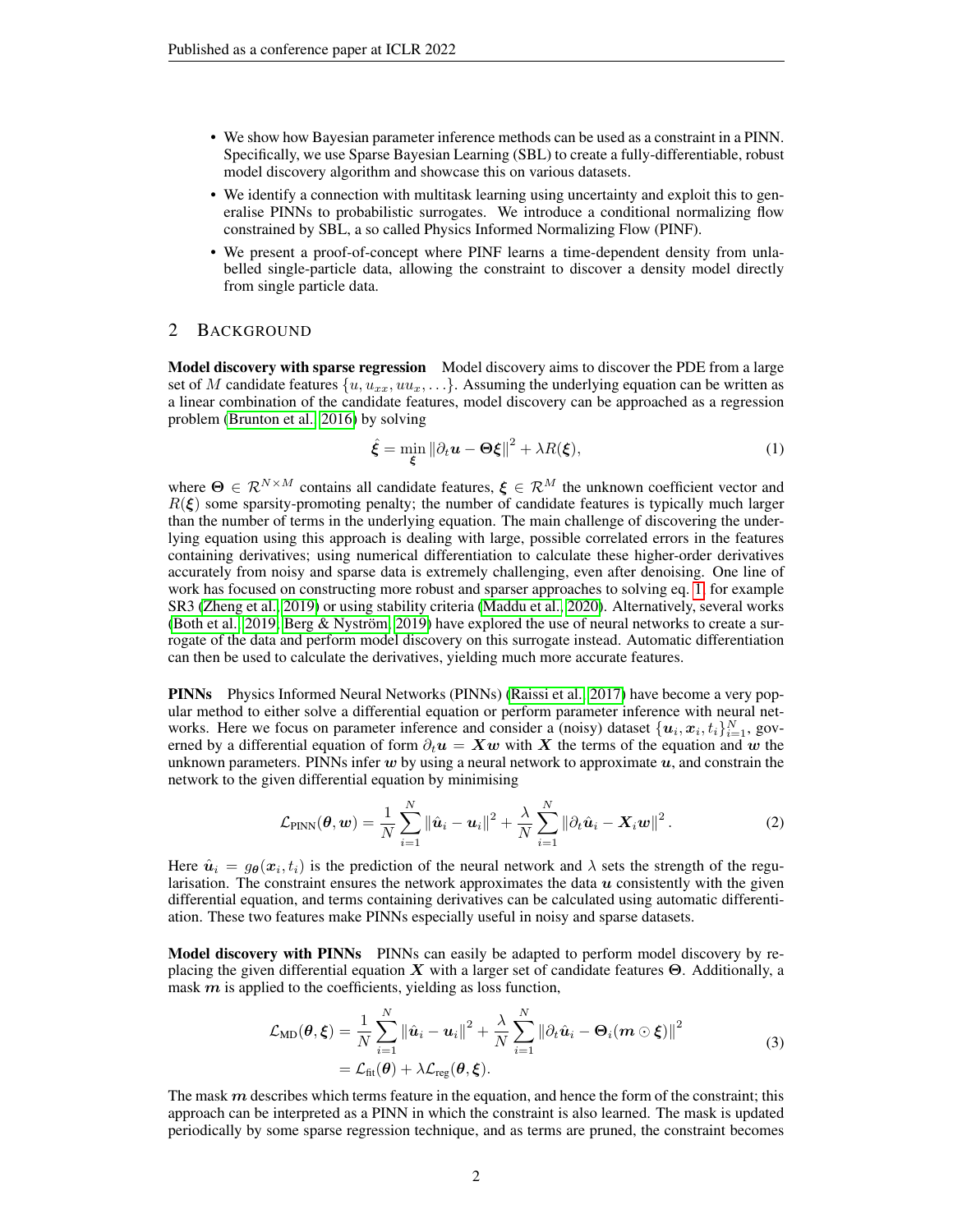- We show how Bayesian parameter inference methods can be used as a constraint in a PINN. Specifically, we use Sparse Bayesian Learning (SBL) to create a fully-differentiable, robust model discovery algorithm and showcase this on various datasets.
- We identify a connection with multitask learning using uncertainty and exploit this to generalise PINNs to probabilistic surrogates. We introduce a conditional normalizing flow constrained by SBL, a so called Physics Informed Normalizing Flow (PINF).
- We present a proof-of-concept where PINF learns a time-dependent density from unlabelled single-particle data, allowing the constraint to discover a density model directly from single particle data.

## 2 Background

**Model discovery with sparse regression** Model discovery aims to discover the PDE from a large set of $M$ candidate features $\{u, u_{xx}, uu_x, \dots\}$. Assuming the underlying equation can be written as a linear combination of the candidate features, model discovery can be approached as a regression problem (Brunton et al., 2016) by solving

$$\hat{\boldsymbol{\xi}} = \min_{\boldsymbol{\xi}} \left\|\partial_t \boldsymbol{u} - \boldsymbol{\Theta}\boldsymbol{\xi}\right\|^2 + \lambda R(\boldsymbol{\xi}), \tag{1}$$

where $\boldsymbol{\Theta} \in \mathcal{R}^{N\times M}$ contains all candidate features, $\boldsymbol{\xi} \in \mathcal{R}^M$ the unknown coefficient vector and $R(\boldsymbol{\xi})$ some sparsity-promoting penalty; the number of candidate features is typically much larger than the number of terms in the underlying equation. The main challenge of discovering the underlying equation using this approach is dealing with large, possible correlated errors in the features containing derivatives; using numerical differentiation to calculate these higher-order derivatives accurately from noisy and sparse data is extremely challenging, even after denoising. One line of work has focused on constructing more robust and sparser approaches to solving eq. 1, for example SR3 (Zheng et al., 2019) or using stability criteria (Maddu et al., 2020). Alternatively, several works (Both et al., 2019; Berg & Nyström, 2019) have explored the use of neural networks to create a surrogate of the data and perform model discovery on this surrogate instead. Automatic differentiation can then be used to calculate the derivatives, yielding much more accurate features.

**PINNs** Physics Informed Neural Networks (PINNs) (Raissi et al., 2017) have become a very popular method to either solve a differential equation or perform parameter inference with neural networks. Here we focus on parameter inference and consider a (noisy) dataset $\{\boldsymbol{u}_i, \boldsymbol{x}_i, t_i\}_{i=1}^N$, governed by a differential equation of form $\partial_t \boldsymbol{u} = \boldsymbol{X}\boldsymbol{w}$ with $\boldsymbol{X}$ the terms of the equation and $\boldsymbol{w}$ the unknown parameters. PINNs infer $\boldsymbol{w}$ by using a neural network to approximate $\boldsymbol{u}$, and constrain the network to the given differential equation by minimising

$$\mathcal{L}_{\text{PINN}}(\boldsymbol{\theta}, \boldsymbol{w}) = \frac{1}{N}\sum_{i=1}^{N}\left\|\hat{\boldsymbol{u}}_i - \boldsymbol{u}_i\right\|^2 + \frac{\lambda}{N}\sum_{i=1}^{N}\left\|\partial_t \hat{\boldsymbol{u}}_i - \boldsymbol{X}_i\boldsymbol{w}\right\|^2. \tag{2}$$

Here $\hat{\boldsymbol{u}}_i = g_{\boldsymbol{\theta}}(\boldsymbol{x}_i, t_i)$ is the prediction of the neural network and $\lambda$ sets the strength of the regularisation. The constraint ensures the network approximates the data $\boldsymbol{u}$ consistently with the given differential equation, and terms containing derivatives can be calculated using automatic differentiation. These two features make PINNs especially useful in noisy and sparse datasets.

**Model discovery with PINNs** PINNs can easily be adapted to perform model discovery by replacing the given differential equation $\boldsymbol{X}$ with a larger set of candidate features $\boldsymbol{\Theta}$. Additionally, a mask $\boldsymbol{m}$ is applied to the coefficients, yielding as loss function,

$$\begin{aligned}\mathcal{L}_{\text{MD}}(\boldsymbol{\theta}, \boldsymbol{\xi}) &= \frac{1}{N}\sum_{i=1}^{N}\left\|\hat{\boldsymbol{u}}_i - \boldsymbol{u}_i\right\|^2 + \frac{\lambda}{N}\sum_{i=1}^{N}\left\|\partial_t \hat{\boldsymbol{u}}_i - \boldsymbol{\Theta}_i(\boldsymbol{m}\odot\boldsymbol{\xi})\right\|^2 \\ &= \mathcal{L}_{\text{fit}}(\boldsymbol{\theta}) + \lambda\mathcal{L}_{\text{reg}}(\boldsymbol{\theta}, \boldsymbol{\xi}).\end{aligned} \tag{3}$$

The mask $\boldsymbol{m}$ describes which terms feature in the equation, and hence the form of the constraint; this approach can be interpreted as a PINN in which the constraint is also learned. The mask is updated periodically by some sparse regression technique, and as terms are pruned, the constraint becomes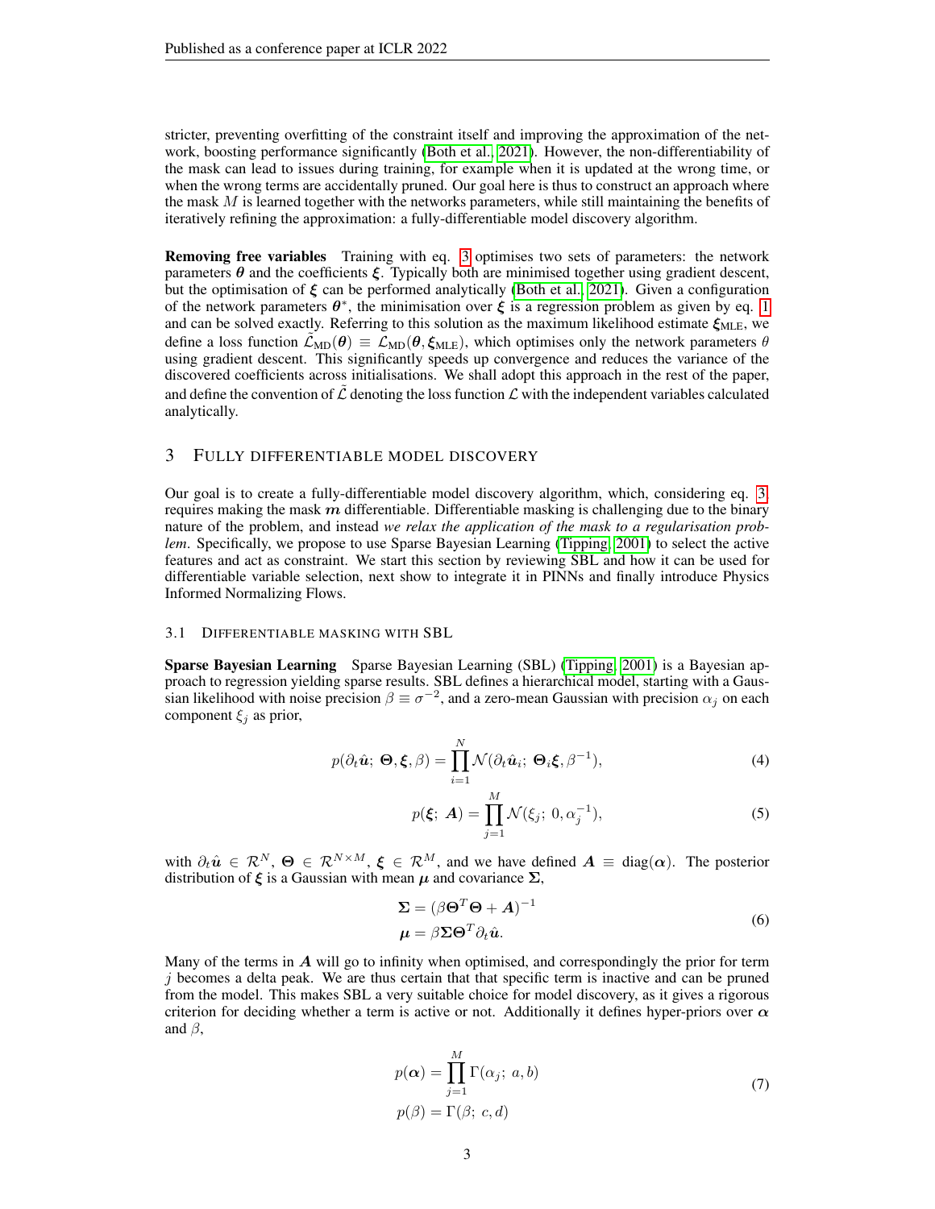stricter, preventing overfitting of the constraint itself and improving the approximation of the network, boosting performance significantly (Both et al., 2021). However, the non-differentiability of the mask can lead to issues during training, for example when it is updated at the wrong time, or when the wrong terms are accidentally pruned. Our goal here is thus to construct an approach where the mask $M$ is learned together with the networks parameters, while still maintaining the benefits of iteratively refining the approximation: a fully-differentiable model discovery algorithm.

**Removing free variables** Training with eq. 3 optimises two sets of parameters: the network parameters $\boldsymbol{\theta}$ and the coefficients $\boldsymbol{\xi}$. Typically both are minimised together using gradient descent, but the optimisation of $\boldsymbol{\xi}$ can be performed analytically (Both et al., 2021). Given a configuration of the network parameters $\boldsymbol{\theta}^*$, the minimisation over $\boldsymbol{\xi}$ is a regression problem as given by eq. 1 and can be solved exactly. Referring to this solution as the maximum likelihood estimate $\boldsymbol{\xi}_{\text{MLE}}$, we define a loss function $\tilde{\mathcal{L}}_{\text{MD}}(\boldsymbol{\theta}) \equiv \mathcal{L}_{\text{MD}}(\boldsymbol{\theta}, \boldsymbol{\xi}_{\text{MLE}})$, which optimises only the network parameters $\theta$ using gradient descent. This significantly speeds up convergence and reduces the variance of the discovered coefficients across initialisations. We shall adopt this approach in the rest of the paper, and define the convention of $\tilde{\mathcal{L}}$ denoting the loss function $\mathcal{L}$ with the independent variables calculated analytically.

## 3 Fully differentiable model discovery

Our goal is to create a fully-differentiable model discovery algorithm, which, considering eq. 3, requires making the mask $\boldsymbol{m}$ differentiable. Differentiable masking is challenging due to the binary nature of the problem, and instead *we relax the application of the mask to a regularisation problem*. Specifically, we propose to use Sparse Bayesian Learning (Tipping, 2001) to select the active features and act as constraint. We start this section by reviewing SBL and how it can be used for differentiable variable selection, next show to integrate it in PINNs and finally introduce Physics Informed Normalizing Flows.

### 3.1 Differentiable masking with SBL

**Sparse Bayesian Learning** Sparse Bayesian Learning (SBL) (Tipping, 2001) is a Bayesian approach to regression yielding sparse results. SBL defines a hierarchical model, starting with a Gaussian likelihood with noise precision $\beta \equiv \sigma^{-2}$, and a zero-mean Gaussian with precision $\alpha_j$ on each component $\xi_j$ as prior,

$$p(\partial_t \hat{\boldsymbol{u}};\ \boldsymbol{\Theta}, \boldsymbol{\xi}, \beta) = \prod_{i=1}^{N} \mathcal{N}(\partial_t \hat{\boldsymbol{u}}_i;\ \boldsymbol{\Theta}_i \boldsymbol{\xi}, \beta^{-1}), \tag{4}$$

$$p(\boldsymbol{\xi};\ \boldsymbol{A}) = \prod_{j=1}^{M} \mathcal{N}(\xi_j;\ 0, \alpha_j^{-1}), \tag{5}$$

with $\partial_t \hat{\boldsymbol{u}} \in \mathcal{R}^N$, $\boldsymbol{\Theta} \in \mathcal{R}^{N \times M}$, $\boldsymbol{\xi} \in \mathcal{R}^M$, and we have defined $\boldsymbol{A} \equiv \text{diag}(\boldsymbol{\alpha})$. The posterior distribution of $\boldsymbol{\xi}$ is a Gaussian with mean $\boldsymbol{\mu}$ and covariance $\boldsymbol{\Sigma}$,

$$\begin{aligned} \boldsymbol{\Sigma} &= (\beta \boldsymbol{\Theta}^T \boldsymbol{\Theta} + \boldsymbol{A})^{-1} \\ \boldsymbol{\mu} &= \beta \boldsymbol{\Sigma} \boldsymbol{\Theta}^T \partial_t \hat{\boldsymbol{u}}. \end{aligned} \tag{6}$$

Many of the terms in $\boldsymbol{A}$ will go to infinity when optimised, and correspondingly the prior for term $j$ becomes a delta peak. We are thus certain that that specific term is inactive and can be pruned from the model. This makes SBL a very suitable choice for model discovery, as it gives a rigorous criterion for deciding whether a term is active or not. Additionally it defines hyper-priors over $\boldsymbol{\alpha}$ and $\beta$,

$$\begin{aligned} p(\boldsymbol{\alpha}) &= \prod_{j=1}^{M} \Gamma(\alpha_j;\ a, b) \\ p(\beta) &= \Gamma(\beta;\ c, d) \end{aligned} \tag{7}$$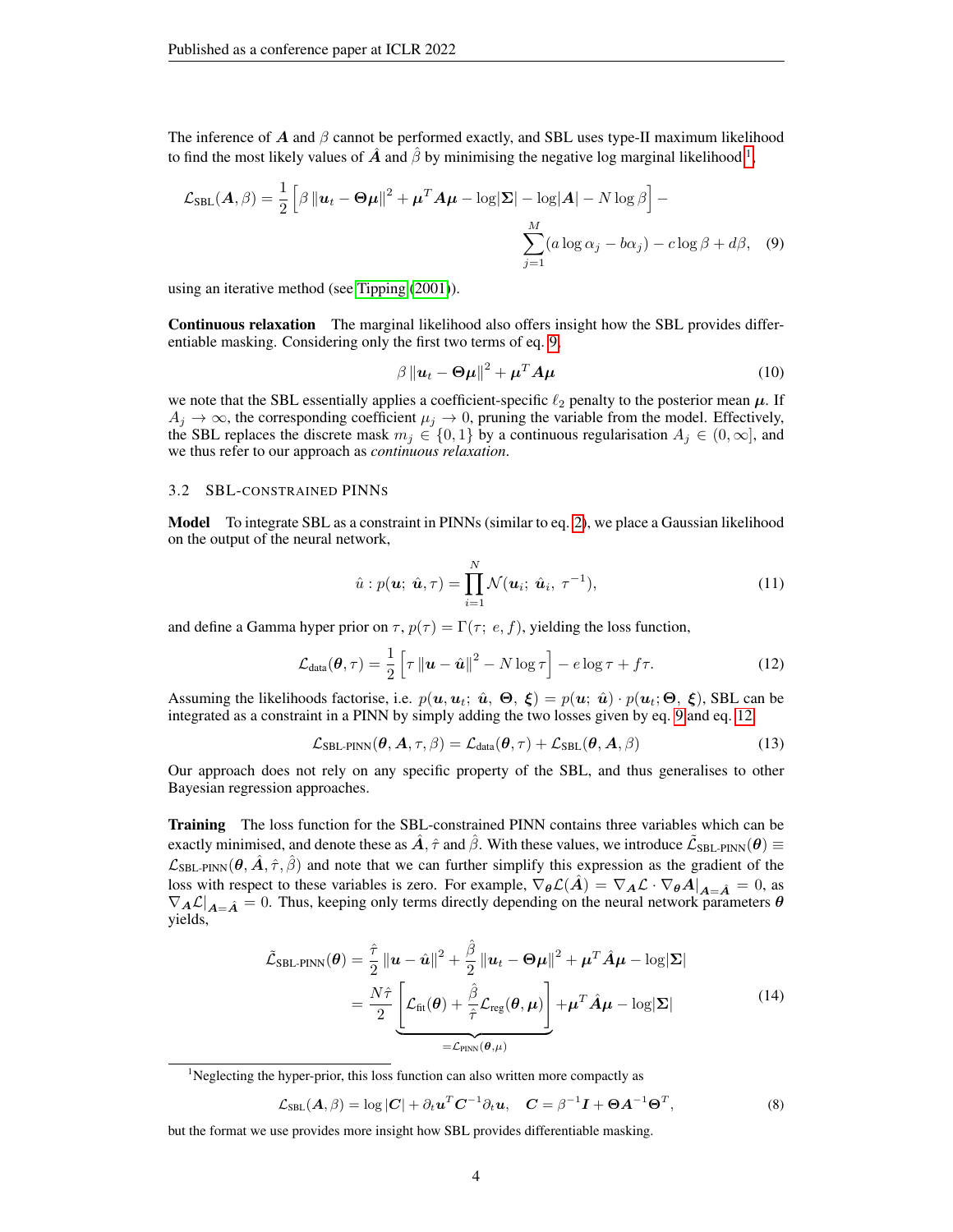The inference of $\boldsymbol{A}$ and $\beta$ cannot be performed exactly, and SBL uses type-II maximum likelihood to find the most likely values of $\hat{\boldsymbol{A}}$ and $\hat{\beta}$ by minimising the negative log marginal likelihood[1],

$$\mathcal{L}_{\text{SBL}}(\boldsymbol{A}, \beta) = \frac{1}{2}\left[\beta \left\|\boldsymbol{u}_t - \boldsymbol{\Theta}\boldsymbol{\mu}\right\|^2 + \boldsymbol{\mu}^T\boldsymbol{A}\boldsymbol{\mu} - \log|\boldsymbol{\Sigma}| - \log|\boldsymbol{A}| - N\log\beta\right] - \sum_{j=1}^{M}(a\log\alpha_j - b\alpha_j) - c\log\beta + d\beta, \quad (9)$$

using an iterative method (see Tipping (2001)).

**Continuous relaxation** The marginal likelihood also offers insight how the SBL provides differentiable masking. Considering only the first two terms of eq. 9,

$$\beta \left\|\boldsymbol{u}_t - \boldsymbol{\Theta}\boldsymbol{\mu}\right\|^2 + \boldsymbol{\mu}^T\boldsymbol{A}\boldsymbol{\mu} \quad (10)$$

we note that the SBL essentially applies a coefficient-specific $\ell_2$ penalty to the posterior mean $\boldsymbol{\mu}$. If $A_j \to \infty$, the corresponding coefficient $\mu_j \to 0$, pruning the variable from the model. Effectively, the SBL replaces the discrete mask $m_j \in \{0, 1\}$ by a continuous regularisation $A_j \in (0, \infty]$, and we thus refer to our approach as *continuous relaxation*.

### 3.2 SBL-constrained PINNs

**Model** To integrate SBL as a constraint in PINNs (similar to eq. 2), we place a Gaussian likelihood on the output of the neural network,

$$\hat{u} : p(\boldsymbol{u};\ \hat{\boldsymbol{u}}, \tau) = \prod_{i=1}^{N}\mathcal{N}(\boldsymbol{u}_i;\ \hat{\boldsymbol{u}}_i,\ \tau^{-1}), \quad (11)$$

and define a Gamma hyper prior on $\tau$, $p(\tau) = \Gamma(\tau;\ e, f)$, yielding the loss function,

$$\mathcal{L}_{\text{data}}(\boldsymbol{\theta}, \tau) = \frac{1}{2}\left[\tau \left\|\boldsymbol{u} - \hat{\boldsymbol{u}}\right\|^2 - N\log\tau\right] - e\log\tau + f\tau. \quad (12)$$

Assuming the likelihoods factorise, i.e. $p(\boldsymbol{u}, \boldsymbol{u}_t;\ \hat{\boldsymbol{u}},\ \boldsymbol{\Theta},\ \boldsymbol{\xi}) = p(\boldsymbol{u};\ \hat{\boldsymbol{u}}) \cdot p(\boldsymbol{u}_t; \boldsymbol{\Theta},\ \boldsymbol{\xi})$, SBL can be integrated as a constraint in a PINN by simply adding the two losses given by eq. 9 and eq. 12,

$$\mathcal{L}_{\text{SBL-PINN}}(\boldsymbol{\theta}, \boldsymbol{A}, \tau, \beta) = \mathcal{L}_{\text{data}}(\boldsymbol{\theta}, \tau) + \mathcal{L}_{\text{SBL}}(\boldsymbol{\theta}, \boldsymbol{A}, \beta) \quad (13)$$

Our approach does not rely on any specific property of the SBL, and thus generalises to other Bayesian regression approaches.

**Training** The loss function for the SBL-constrained PINN contains three variables which can be exactly minimised, and denote these as $\hat{\boldsymbol{A}}, \hat{\tau}$ and $\hat{\beta}$. With these values, we introduce $\tilde{\mathcal{L}}_{\text{SBL-PINN}}(\boldsymbol{\theta}) \equiv \mathcal{L}_{\text{SBL-PINN}}(\boldsymbol{\theta}, \hat{\boldsymbol{A}}, \hat{\tau}, \hat{\beta})$ and note that we can further simplify this expression as the gradient of the loss with respect to these variables is zero. For example, $\nabla_{\boldsymbol{\theta}}\mathcal{L}(\hat{\boldsymbol{A}}) = \nabla_{\boldsymbol{A}}\mathcal{L} \cdot \nabla_{\boldsymbol{\theta}}\boldsymbol{A}\big|_{\boldsymbol{A}=\hat{\boldsymbol{A}}} = 0$, as $\nabla_{\boldsymbol{A}}\mathcal{L}\big|_{\boldsymbol{A}=\hat{\boldsymbol{A}}} = 0$. Thus, keeping only terms directly depending on the neural network parameters $\boldsymbol{\theta}$ yields,

$$\begin{aligned}
\tilde{\mathcal{L}}_{\text{SBL-PINN}}(\boldsymbol{\theta}) &= \frac{\hat{\tau}}{2}\left\|\boldsymbol{u} - \hat{\boldsymbol{u}}\right\|^2 + \frac{\hat{\beta}}{2}\left\|\boldsymbol{u}_t - \boldsymbol{\Theta}\boldsymbol{\mu}\right\|^2 + \boldsymbol{\mu}^T\hat{\boldsymbol{A}}\boldsymbol{\mu} - \log|\boldsymbol{\Sigma}| \\
&= \frac{N\hat{\tau}}{2}\underbrace{\left[\mathcal{L}_{\text{fit}}(\boldsymbol{\theta}) + \frac{\hat{\beta}}{\hat{\tau}}\mathcal{L}_{\text{reg}}(\boldsymbol{\theta}, \boldsymbol{\mu})\right]}_{=\mathcal{L}_{\text{PINN}}(\boldsymbol{\theta}, \boldsymbol{\mu})} + \boldsymbol{\mu}^T\hat{\boldsymbol{A}}\boldsymbol{\mu} - \log|\boldsymbol{\Sigma}|
\end{aligned} \quad (14)$$

---

[1] Neglecting the hyper-prior, this loss function can also written more compactly as

$$\mathcal{L}_{\text{SBL}}(\boldsymbol{A}, \beta) = \log|\boldsymbol{C}| + \partial_t\boldsymbol{u}^T\boldsymbol{C}^{-1}\partial_t\boldsymbol{u}, \quad \boldsymbol{C} = \beta^{-1}\boldsymbol{I} + \boldsymbol{\Theta}\boldsymbol{A}^{-1}\boldsymbol{\Theta}^T, \quad (8)$$

but the format we use provides more insight how SBL provides differentiable masking.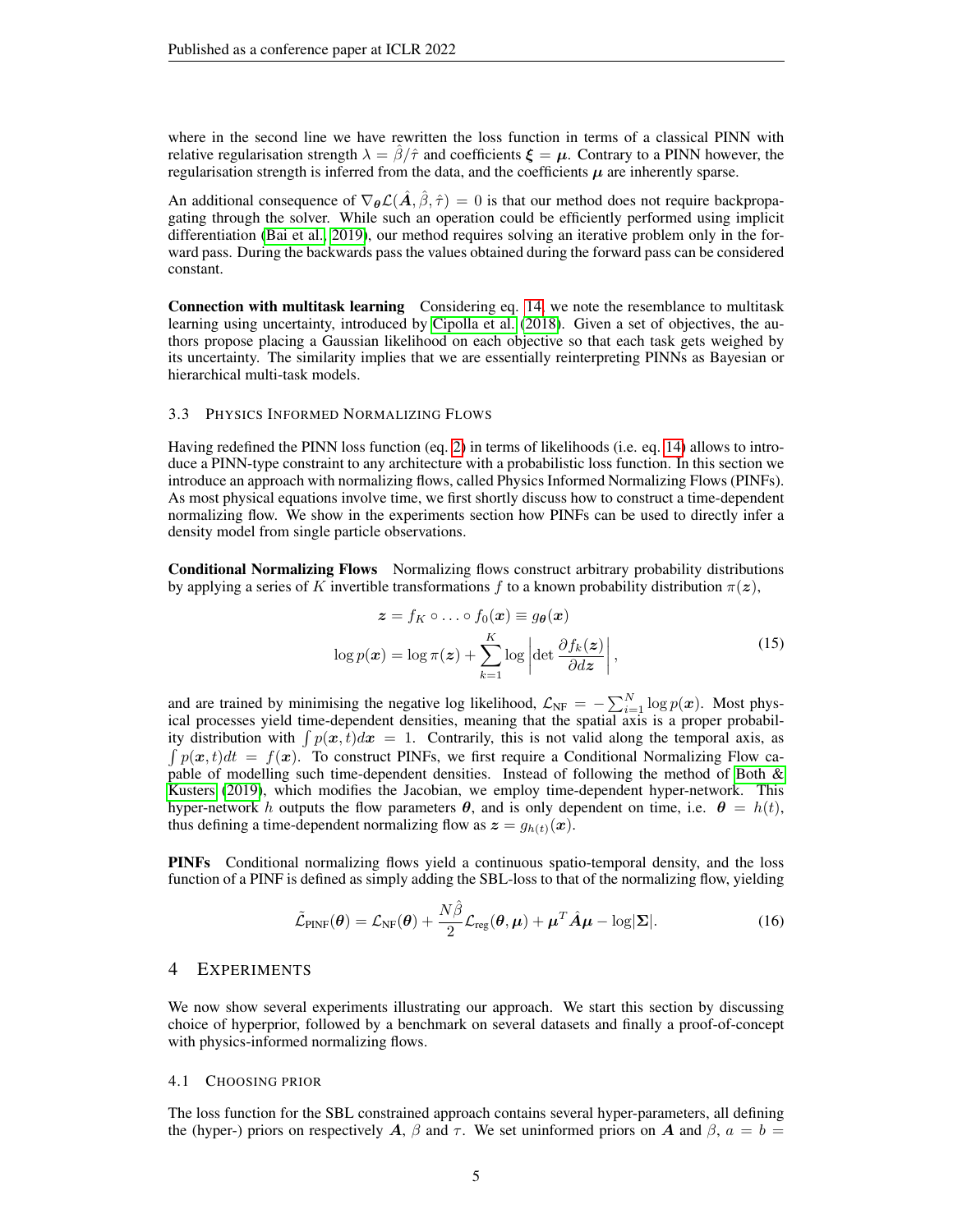where in the second line we have rewritten the loss function in terms of a classical PINN with relative regularisation strength $\lambda = \hat{\beta}/\hat{\tau}$ and coefficients $\boldsymbol{\xi} = \boldsymbol{\mu}$. Contrary to a PINN however, the regularisation strength is inferred from the data, and the coefficients $\boldsymbol{\mu}$ are inherently sparse.

An additional consequence of $\nabla_{\boldsymbol{\theta}} \mathcal{L}(\hat{\boldsymbol{A}}, \hat{\beta}, \hat{\tau}) = 0$ is that our method does not require backpropagating through the solver. While such an operation could be efficiently performed using implicit differentiation (Bai et al., 2019), our method requires solving an iterative problem only in the forward pass. During the backwards pass the values obtained during the forward pass can be considered constant.

**Connection with multitask learning** Considering eq. 14, we note the resemblance to multitask learning using uncertainty, introduced by Cipolla et al. (2018). Given a set of objectives, the authors propose placing a Gaussian likelihood on each objective so that each task gets weighed by its uncertainty. The similarity implies that we are essentially reinterpreting PINNs as Bayesian or hierarchical multi-task models.

### 3.3 Physics Informed Normalizing Flows

Having redefined the PINN loss function (eq. 2) in terms of likelihoods (i.e. eq. 14) allows to introduce a PINN-type constraint to any architecture with a probabilistic loss function. In this section we introduce an approach with normalizing flows, called Physics Informed Normalizing Flows (PINFs). As most physical equations involve time, we first shortly discuss how to construct a time-dependent normalizing flow. We show in the experiments section how PINFs can be used to directly infer a density model from single particle observations.

**Conditional Normalizing Flows** Normalizing flows construct arbitrary probability distributions by applying a series of $K$ invertible transformations $f$ to a known probability distribution $\pi(\boldsymbol{z})$,

$$
\begin{aligned}
\boldsymbol{z} &= f_K \circ \ldots \circ f_0(\boldsymbol{x}) \equiv g_{\boldsymbol{\theta}}(\boldsymbol{x}) \\
\log p(\boldsymbol{x}) &= \log \pi(\boldsymbol{z}) + \sum_{k=1}^{K} \log \left| \det \frac{\partial f_k(\boldsymbol{z})}{\partial d\boldsymbol{z}} \right|,
\end{aligned}
\tag{15}
$$

and are trained by minimising the negative log likelihood, $\mathcal{L}_{\text{NF}} = -\sum_{i=1}^{N} \log p(\boldsymbol{x})$. Most physical processes yield time-dependent densities, meaning that the spatial axis is a proper probability distribution with $\int p(\boldsymbol{x}, t) d\boldsymbol{x} = 1$. Contrarily, this is not valid along the temporal axis, as $\int p(\boldsymbol{x}, t) dt = f(\boldsymbol{x})$. To construct PINFs, we first require a Conditional Normalizing Flow capable of modelling such time-dependent densities. Instead of following the method of Both & Kusters (2019), which modifies the Jacobian, we employ time-dependent hyper-network. This hyper-network $h$ outputs the flow parameters $\boldsymbol{\theta}$, and is only dependent on time, i.e. $\boldsymbol{\theta} = h(t)$, thus defining a time-dependent normalizing flow as $\boldsymbol{z} = g_{h(t)}(\boldsymbol{x})$.

**PINFs** Conditional normalizing flows yield a continuous spatio-temporal density, and the loss function of a PINF is defined as simply adding the SBL-loss to that of the normalizing flow, yielding

$$
\tilde{\mathcal{L}}_{\text{PINF}}(\boldsymbol{\theta}) = \mathcal{L}_{\text{NF}}(\boldsymbol{\theta}) + \frac{N\hat{\beta}}{2} \mathcal{L}_{\text{reg}}(\boldsymbol{\theta}, \boldsymbol{\mu}) + \boldsymbol{\mu}^T \hat{\boldsymbol{A}} \boldsymbol{\mu} - \log|\boldsymbol{\Sigma}|. \tag{16}
$$

## 4 Experiments

We now show several experiments illustrating our approach. We start this section by discussing choice of hyperprior, followed by a benchmark on several datasets and finally a proof-of-concept with physics-informed normalizing flows.

### 4.1 Choosing Prior

The loss function for the SBL constrained approach contains several hyper-parameters, all defining the (hyper-) priors on respectively $\boldsymbol{A}$, $\beta$ and $\tau$. We set uninformed priors on $\boldsymbol{A}$ and $\beta$, $a = b =$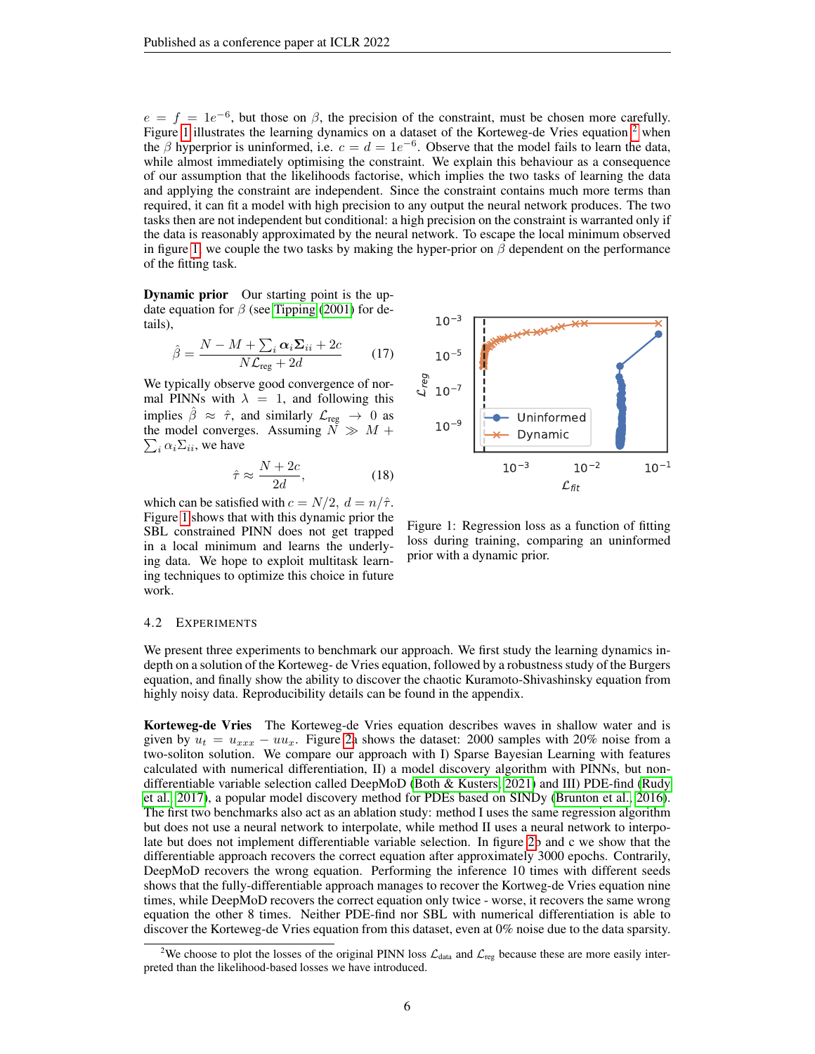$e = f = 1e^{-6}$, but those on $\beta$, the precision of the constraint, must be chosen more carefully. Figure 1 illustrates the learning dynamics on a dataset of the Korteweg-de Vries equation [2] when the $\beta$ hyperprior is uninformed, i.e. $c = d = 1e^{-6}$. Observe that the model fails to learn the data, while almost immediately optimising the constraint. We explain this behaviour as a consequence of our assumption that the likelihoods factorise, which implies the two tasks of learning the data and applying the constraint are independent. Since the constraint contains much more terms than required, it can fit a model with high precision to any output the neural network produces. The two tasks then are not independent but conditional: a high precision on the constraint is warranted only if the data is reasonably approximated by the neural network. To escape the local minimum observed in figure 1, we couple the two tasks by making the hyper-prior on $\beta$ dependent on the performance of the fitting task.

**Dynamic prior** Our starting point is the update equation for $\beta$ (see Tipping (2001) for details),

$$\hat{\beta} = \frac{N - M + \sum_i \boldsymbol{\alpha}_i \boldsymbol{\Sigma}_{ii} + 2c}{N\mathcal{L}_{\text{reg}} + 2d} \tag{17}$$

We typically observe good convergence of normal PINNs with $\lambda = 1$, and following this implies $\hat{\beta} \approx \hat{\tau}$, and similarly $\mathcal{L}_{\text{reg}} \to 0$ as the model converges. Assuming $N \gg M + \sum_i \alpha_i \Sigma_{ii}$, we have

$$\hat{\tau} \approx \frac{N + 2c}{2d}, \tag{18}$$

which can be satisfied with $c = N/2,\ d = n/\hat{\tau}$. Figure 1 shows that with this dynamic prior the SBL constrained PINN does not get trapped in a local minimum and learns the underlying data. We hope to exploit multitask learning techniques to optimize this choice in future work.

Figure 1: Regression loss as a function of fitting loss during training, comparing an uninformed prior with a dynamic prior.

### 4.2 Experiments

We present three experiments to benchmark our approach. We first study the learning dynamics in-depth on a solution of the Korteweg- de Vries equation, followed by a robustness study of the Burgers equation, and finally show the ability to discover the chaotic Kuramoto-Shivashinsky equation from highly noisy data. Reproducibility details can be found in the appendix.

**Korteweg-de Vries** The Korteweg-de Vries equation describes waves in shallow water and is given by $u_t = u_{xxx} - uu_x$. Figure 2a shows the dataset: 2000 samples with 20% noise from a two-soliton solution. We compare our approach with I) Sparse Bayesian Learning with features calculated with numerical differentiation, II) a model discovery algorithm with PINNs, but non-differentiable variable selection called DeepMoD (Both & Kusters, 2021) and III) PDE-find (Rudy et al., 2017), a popular model discovery method for PDEs based on SINDy (Brunton et al., 2016). The first two benchmarks also act as an ablation study: method I uses the same regression algorithm but does not use a neural network to interpolate, while method II uses a neural network to interpolate but does not implement differentiable variable selection. In figure 2b and c we show that the differentiable approach recovers the correct equation after approximately 3000 epochs. Contrarily, DeepMoD recovers the wrong equation. Performing the inference 10 times with different seeds shows that the fully-differentiable approach manages to recover the Kortweg-de Vries equation nine times, while DeepMoD recovers the correct equation only twice - worse, it recovers the same wrong equation the other 8 times. Neither PDE-find nor SBL with numerical differentiation is able to discover the Korteweg-de Vries equation from this dataset, even at 0% noise due to the data sparsity.

[2] We choose to plot the losses of the original PINN loss $\mathcal{L}_{\text{data}}$ and $\mathcal{L}_{\text{reg}}$ because these are more easily interpreted than the likelihood-based losses we have introduced.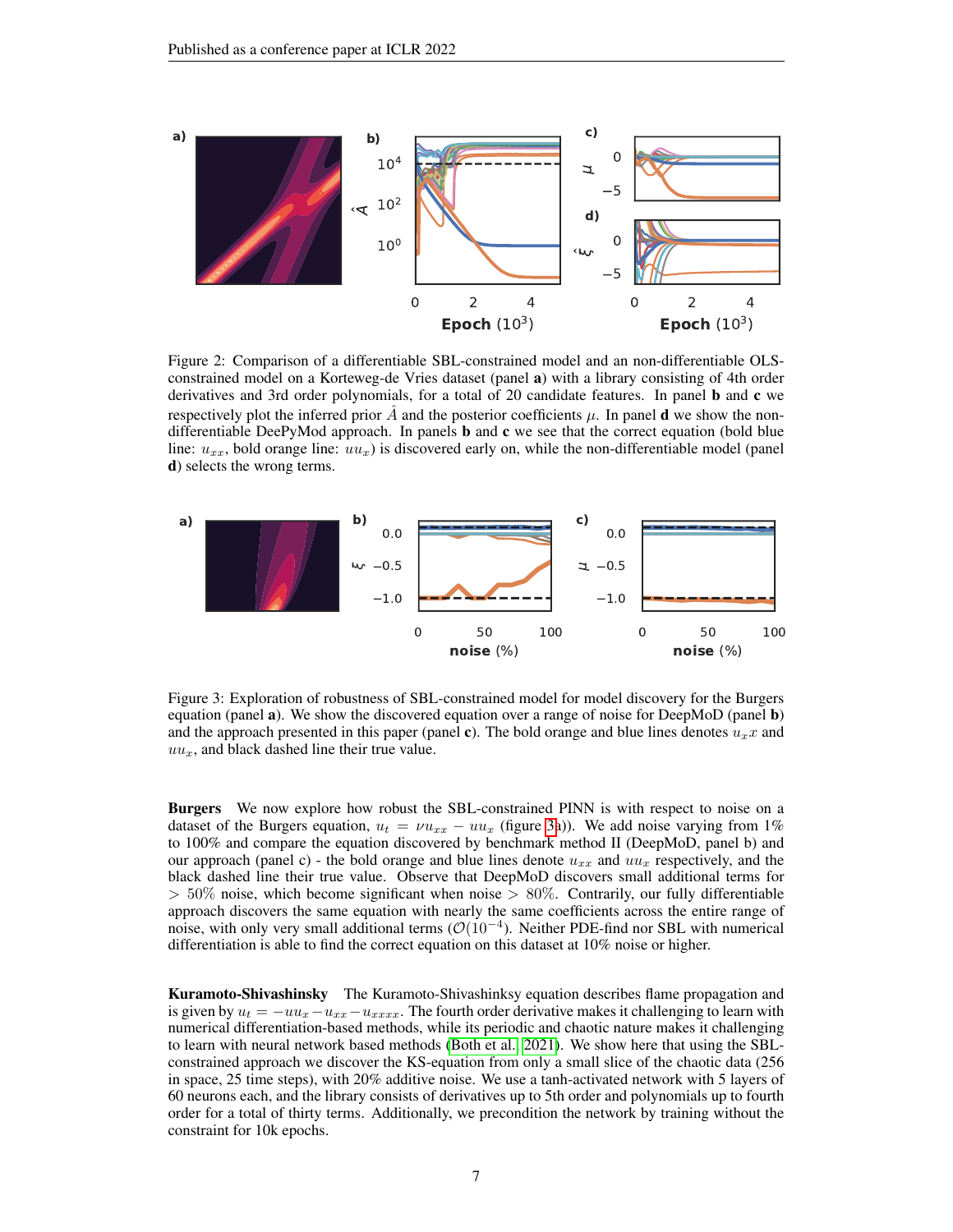Figure 2: Comparison of a differentiable SBL-constrained model and an non-differentiable OLS-constrained model on a Korteweg-de Vries dataset (panel **a**) with a library consisting of 4th order derivatives and 3rd order polynomials, for a total of 20 candidate features. In panel **b** and **c** we respectively plot the inferred prior $\hat{A}$ and the posterior coefficients $\mu$. In panel **d** we show the non-differentiable DeePyMod approach. In panels **b** and **c** we see that the correct equation (bold blue line: $u_{xx}$, bold orange line: $uu_x$) is discovered early on, while the non-differentiable model (panel **d**) selects the wrong terms.

Figure 3: Exploration of robustness of SBL-constrained model for model discovery for the Burgers equation (panel **a**). We show the discovered equation over a range of noise for DeepMoD (panel **b**) and the approach presented in this paper (panel **c**). The bold orange and blue lines denotes $u_x x$ and $uu_x$, and black dashed line their true value.

**Burgers** We now explore how robust the SBL-constrained PINN is with respect to noise on a dataset of the Burgers equation, $u_t = \nu u_{xx} - uu_x$ (figure 3a)). We add noise varying from 1% to 100% and compare the equation discovered by benchmark method II (DeepMoD, panel b) and our approach (panel c) - the bold orange and blue lines denote $u_{xx}$ and $uu_x$ respectively, and the black dashed line their true value. Observe that DeepMoD discovers small additional terms for $> 50\%$ noise, which become significant when noise $> 80\%$. Contrarily, our fully differentiable approach discovers the same equation with nearly the same coefficients across the entire range of noise, with only very small additional terms ($\mathcal{O}(10^{-4})$). Neither PDE-find nor SBL with numerical differentiation is able to find the correct equation on this dataset at 10% noise or higher.

**Kuramoto-Shivashinsky** The Kuramoto-Shivashinksy equation describes flame propagation and is given by $u_t = -uu_x - u_{xx} - u_{xxxx}$. The fourth order derivative makes it challenging to learn with numerical differentiation-based methods, while its periodic and chaotic nature makes it challenging to learn with neural network based methods (Both et al., 2021). We show here that using the SBL-constrained approach we discover the KS-equation from only a small slice of the chaotic data (256 in space, 25 time steps), with 20% additive noise. We use a tanh-activated network with 5 layers of 60 neurons each, and the library consists of derivatives up to 5th order and polynomials up to fourth order for a total of thirty terms. Additionally, we precondition the network by training without the constraint for 10k epochs.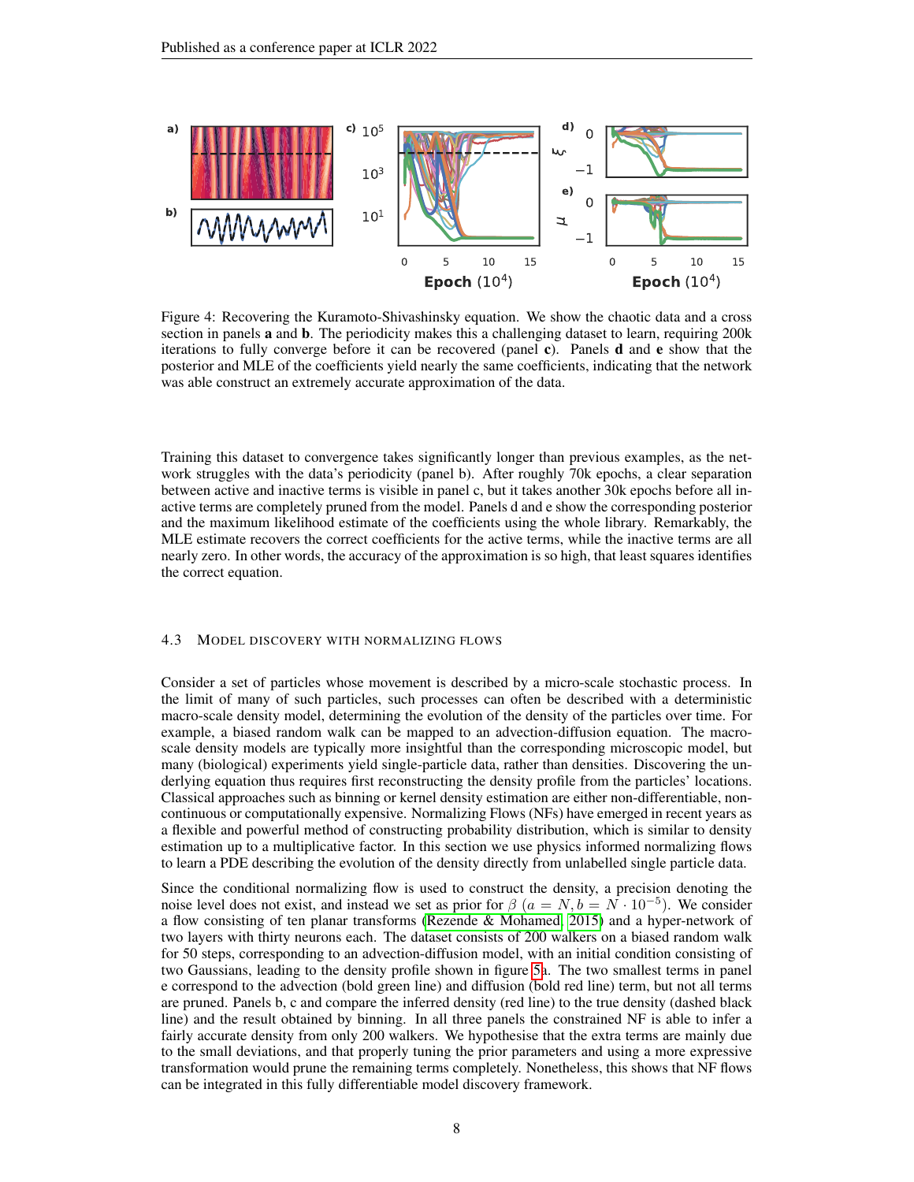Figure 4: Recovering the Kuramoto-Shivashinsky equation. We show the chaotic data and a cross section in panels **a** and **b**. The periodicity makes this a challenging dataset to learn, requiring 200k iterations to fully converge before it can be recovered (panel **c**). Panels **d** and **e** show that the posterior and MLE of the coefficients yield nearly the same coefficients, indicating that the network was able construct an extremely accurate approximation of the data.

Training this dataset to convergence takes significantly longer than previous examples, as the network struggles with the data's periodicity (panel b). After roughly 70k epochs, a clear separation between active and inactive terms is visible in panel c, but it takes another 30k epochs before all inactive terms are completely pruned from the model. Panels d and e show the corresponding posterior and the maximum likelihood estimate of the coefficients using the whole library. Remarkably, the MLE estimate recovers the correct coefficients for the active terms, while the inactive terms are all nearly zero. In other words, the accuracy of the approximation is so high, that least squares identifies the correct equation.

### 4.3 Model discovery with normalizing flows

Consider a set of particles whose movement is described by a micro-scale stochastic process. In the limit of many of such particles, such processes can often be described with a deterministic macro-scale density model, determining the evolution of the density of the particles over time. For example, a biased random walk can be mapped to an advection-diffusion equation. The macro-scale density models are typically more insightful than the corresponding microscopic model, but many (biological) experiments yield single-particle data, rather than densities. Discovering the underlying equation thus requires first reconstructing the density profile from the particles' locations. Classical approaches such as binning or kernel density estimation are either non-differentiable, non-continuous or computationally expensive. Normalizing Flows (NFs) have emerged in recent years as a flexible and powerful method of constructing probability distribution, which is similar to density estimation up to a multiplicative factor. In this section we use physics informed normalizing flows to learn a PDE describing the evolution of the density directly from unlabelled single particle data.

Since the conditional normalizing flow is used to construct the density, a precision denoting the noise level does not exist, and instead we set as prior for $\beta$ ($a = N, b = N \cdot 10^{-5}$). We consider a flow consisting of ten planar transforms (Rezende & Mohamed, 2015) and a hyper-network of two layers with thirty neurons each. The dataset consists of 200 walkers on a biased random walk for 50 steps, corresponding to an advection-diffusion model, with an initial condition consisting of two Gaussians, leading to the density profile shown in figure 5a. The two smallest terms in panel e correspond to the advection (bold green line) and diffusion (bold red line) term, but not all terms are pruned. Panels b, c and compare the inferred density (red line) to the true density (dashed black line) and the result obtained by binning. In all three panels the constrained NF is able to infer a fairly accurate density from only 200 walkers. We hypothesise that the extra terms are mainly due to the small deviations, and that properly tuning the prior parameters and using a more expressive transformation would prune the remaining terms completely. Nonetheless, this shows that NF flows can be integrated in this fully differentiable model discovery framework.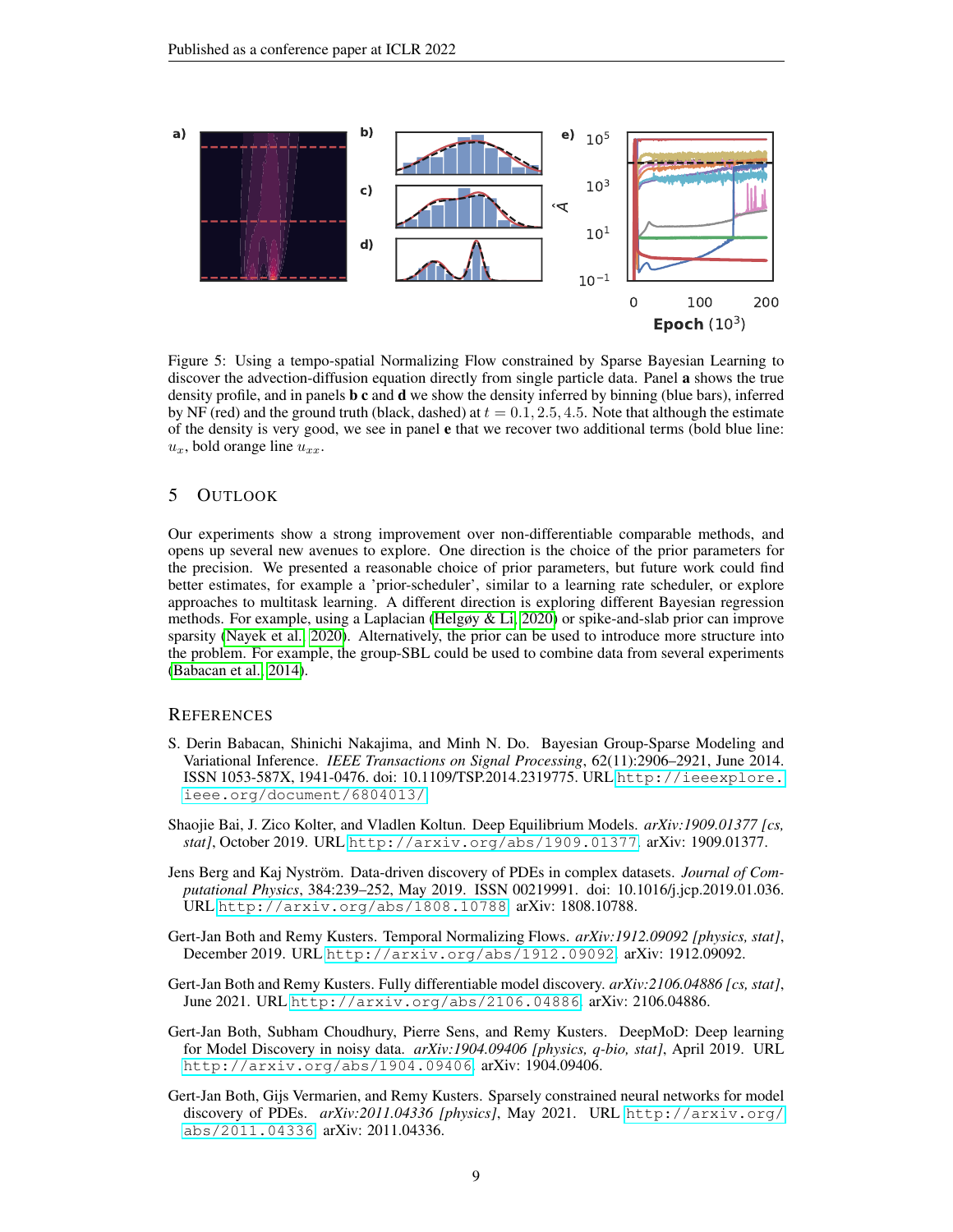Figure 5: Using a tempo-spatial Normalizing Flow constrained by Sparse Bayesian Learning to discover the advection-diffusion equation directly from single particle data. Panel **a** shows the true density profile, and in panels **b c** and **d** we show the density inferred by binning (blue bars), inferred by NF (red) and the ground truth (black, dashed) at $t = 0.1, 2.5, 4.5$. Note that although the estimate of the density is very good, we see in panel **e** that we recover two additional terms (bold blue line: $u_x$, bold orange line $u_{xx}$.

## 5 Outlook

Our experiments show a strong improvement over non-differentiable comparable methods, and opens up several new avenues to explore. One direction is the choice of the prior parameters for the precision. We presented a reasonable choice of prior parameters, but future work could find better estimates, for example a 'prior-scheduler', similar to a learning rate scheduler, or explore approaches to multitask learning. A different direction is exploring different Bayesian regression methods. For example, using a Laplacian (Helgøy & Li, 2020) or spike-and-slab prior can improve sparsity (Nayek et al., 2020). Alternatively, the prior can be used to introduce more structure into the problem. For example, the group-SBL could be used to combine data from several experiments (Babacan et al., 2014).

## References

S. Derin Babacan, Shinichi Nakajima, and Minh N. Do. Bayesian Group-Sparse Modeling and Variational Inference. *IEEE Transactions on Signal Processing*, 62(11):2906–2921, June 2014. ISSN 1053-587X, 1941-0476. doi: 10.1109/TSP.2014.2319775. URL http://ieeexplore.ieee.org/document/6804013/.

Shaojie Bai, J. Zico Kolter, and Vladlen Koltun. Deep Equilibrium Models. *arXiv:1909.01377 [cs, stat]*, October 2019. URL http://arxiv.org/abs/1909.01377. arXiv: 1909.01377.

Jens Berg and Kaj Nyström. Data-driven discovery of PDEs in complex datasets. *Journal of Computational Physics*, 384:239–252, May 2019. ISSN 00219991. doi: 10.1016/j.jcp.2019.01.036. URL http://arxiv.org/abs/1808.10788. arXiv: 1808.10788.

Gert-Jan Both and Remy Kusters. Temporal Normalizing Flows. *arXiv:1912.09092 [physics, stat]*, December 2019. URL http://arxiv.org/abs/1912.09092. arXiv: 1912.09092.

Gert-Jan Both and Remy Kusters. Fully differentiable model discovery. *arXiv:2106.04886 [cs, stat]*, June 2021. URL http://arxiv.org/abs/2106.04886. arXiv: 2106.04886.

Gert-Jan Both, Subham Choudhury, Pierre Sens, and Remy Kusters. DeepMoD: Deep learning for Model Discovery in noisy data. *arXiv:1904.09406 [physics, q-bio, stat]*, April 2019. URL http://arxiv.org/abs/1904.09406. arXiv: 1904.09406.

Gert-Jan Both, Gijs Vermarien, and Remy Kusters. Sparsely constrained neural networks for model discovery of PDEs. *arXiv:2011.04336 [physics]*, May 2021. URL http://arxiv.org/abs/2011.04336. arXiv: 2011.04336.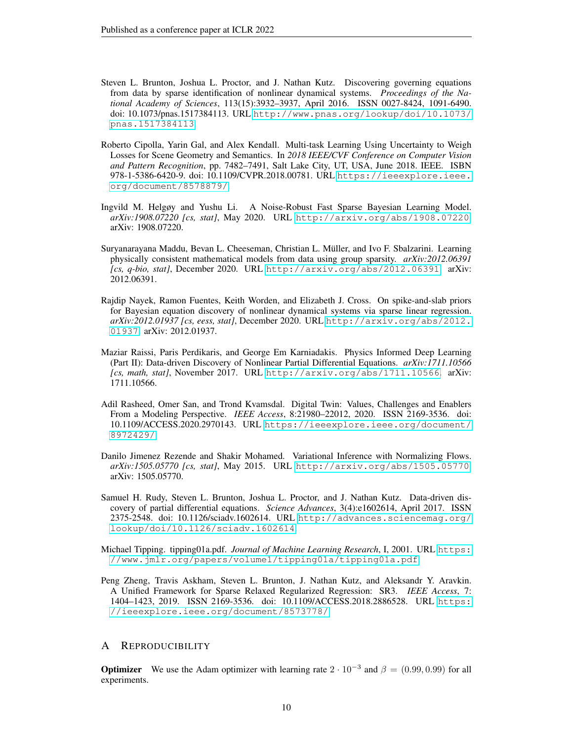Steven L. Brunton, Joshua L. Proctor, and J. Nathan Kutz. Discovering governing equations from data by sparse identification of nonlinear dynamical systems. *Proceedings of the National Academy of Sciences*, 113(15):3932–3937, April 2016. ISSN 0027-8424, 1091-6490. doi: 10.1073/pnas.1517384113. URL http://www.pnas.org/lookup/doi/10.1073/pnas.1517384113.

Roberto Cipolla, Yarin Gal, and Alex Kendall. Multi-task Learning Using Uncertainty to Weigh Losses for Scene Geometry and Semantics. In *2018 IEEE/CVF Conference on Computer Vision and Pattern Recognition*, pp. 7482–7491, Salt Lake City, UT, USA, June 2018. IEEE. ISBN 978-1-5386-6420-9. doi: 10.1109/CVPR.2018.00781. URL https://ieeexplore.ieee.org/document/8578879/.

Ingvild M. Helgøy and Yushu Li. A Noise-Robust Fast Sparse Bayesian Learning Model. *arXiv:1908.07220 [cs, stat]*, May 2020. URL http://arxiv.org/abs/1908.07220. arXiv: 1908.07220.

Suryanarayana Maddu, Bevan L. Cheeseman, Christian L. Müller, and Ivo F. Sbalzarini. Learning physically consistent mathematical models from data using group sparsity. *arXiv:2012.06391 [cs, q-bio, stat]*, December 2020. URL http://arxiv.org/abs/2012.06391. arXiv: 2012.06391.

Rajdip Nayek, Ramon Fuentes, Keith Worden, and Elizabeth J. Cross. On spike-and-slab priors for Bayesian equation discovery of nonlinear dynamical systems via sparse linear regression. *arXiv:2012.01937 [cs, eess, stat]*, December 2020. URL http://arxiv.org/abs/2012.01937. arXiv: 2012.01937.

Maziar Raissi, Paris Perdikaris, and George Em Karniadakis. Physics Informed Deep Learning (Part II): Data-driven Discovery of Nonlinear Partial Differential Equations. *arXiv:1711.10566 [cs, math, stat]*, November 2017. URL http://arxiv.org/abs/1711.10566. arXiv: 1711.10566.

Adil Rasheed, Omer San, and Trond Kvamsdal. Digital Twin: Values, Challenges and Enablers From a Modeling Perspective. *IEEE Access*, 8:21980–22012, 2020. ISSN 2169-3536. doi: 10.1109/ACCESS.2020.2970143. URL https://ieeexplore.ieee.org/document/8972429/.

Danilo Jimenez Rezende and Shakir Mohamed. Variational Inference with Normalizing Flows. *arXiv:1505.05770 [cs, stat]*, May 2015. URL http://arxiv.org/abs/1505.05770. arXiv: 1505.05770.

Samuel H. Rudy, Steven L. Brunton, Joshua L. Proctor, and J. Nathan Kutz. Data-driven discovery of partial differential equations. *Science Advances*, 3(4):e1602614, April 2017. ISSN 2375-2548. doi: 10.1126/sciadv.1602614. URL http://advances.sciencemag.org/lookup/doi/10.1126/sciadv.1602614.

Michael Tipping. tipping01a.pdf. *Journal of Machine Learning Research*, I, 2001. URL https://www.jmlr.org/papers/volume1/tipping01a/tipping01a.pdf.

Peng Zheng, Travis Askham, Steven L. Brunton, J. Nathan Kutz, and Aleksandr Y. Aravkin. A Unified Framework for Sparse Relaxed Regularized Regression: SR3. *IEEE Access*, 7: 1404–1423, 2019. ISSN 2169-3536. doi: 10.1109/ACCESS.2018.2886528. URL https://ieeexplore.ieee.org/document/8573778/.

# A Reproducibility

**Optimizer** We use the Adam optimizer with learning rate $2 \cdot 10^{-3}$ and $\beta = (0.99, 0.99)$ for all experiments.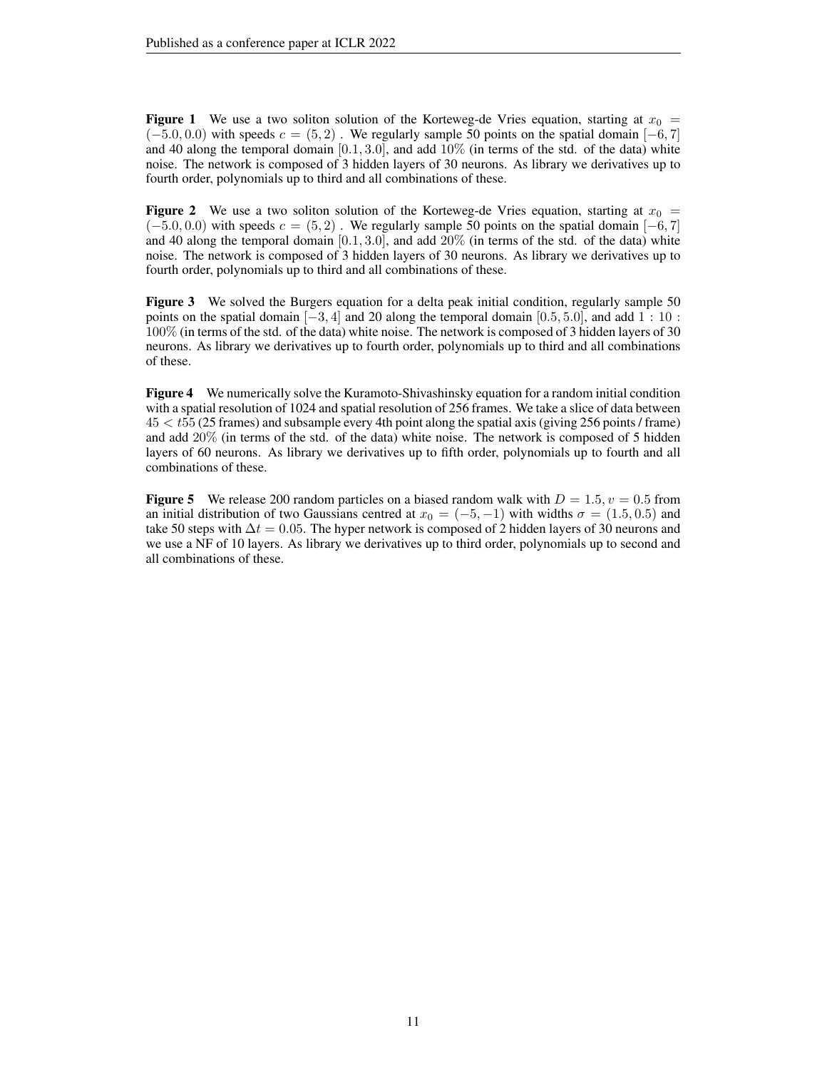**Figure 1** We use a two soliton solution of the Korteweg-de Vries equation, starting at $x_0 = (-5.0, 0.0)$ with speeds $c = (5, 2)$ . We regularly sample 50 points on the spatial domain $[-6, 7]$ and 40 along the temporal domain $[0.1, 3.0]$, and add $10\%$ (in terms of the std. of the data) white noise. The network is composed of 3 hidden layers of 30 neurons. As library we derivatives up to fourth order, polynomials up to third and all combinations of these.

**Figure 2** We use a two soliton solution of the Korteweg-de Vries equation, starting at $x_0 = (-5.0, 0.0)$ with speeds $c = (5, 2)$ . We regularly sample 50 points on the spatial domain $[-6, 7]$ and 40 along the temporal domain $[0.1, 3.0]$, and add $20\%$ (in terms of the std. of the data) white noise. The network is composed of 3 hidden layers of 30 neurons. As library we derivatives up to fourth order, polynomials up to third and all combinations of these.

**Figure 3** We solved the Burgers equation for a delta peak initial condition, regularly sample 50 points on the spatial domain $[-3, 4]$ and 20 along the temporal domain $[0.5, 5.0]$, and add $1 : 10 : 100\%$ (in terms of the std. of the data) white noise. The network is composed of 3 hidden layers of 30 neurons. As library we derivatives up to fourth order, polynomials up to third and all combinations of these.

**Figure 4** We numerically solve the Kuramoto-Shivashinsky equation for a random initial condition with a spatial resolution of 1024 and spatial resolution of 256 frames. We take a slice of data between $45 < t55$ (25 frames) and subsample every 4th point along the spatial axis (giving 256 points / frame) and add $20\%$ (in terms of the std. of the data) white noise. The network is composed of 5 hidden layers of 60 neurons. As library we derivatives up to fifth order, polynomials up to fourth and all combinations of these.

**Figure 5** We release 200 random particles on a biased random walk with $D = 1.5, v = 0.5$ from an initial distribution of two Gaussians centred at $x_0 = (-5, -1)$ with widths $\sigma = (1.5, 0.5)$ and take 50 steps with $\Delta t = 0.05$. The hyper network is composed of 2 hidden layers of 30 neurons and we use a NF of 10 layers. As library we derivatives up to third order, polynomials up to second and all combinations of these.